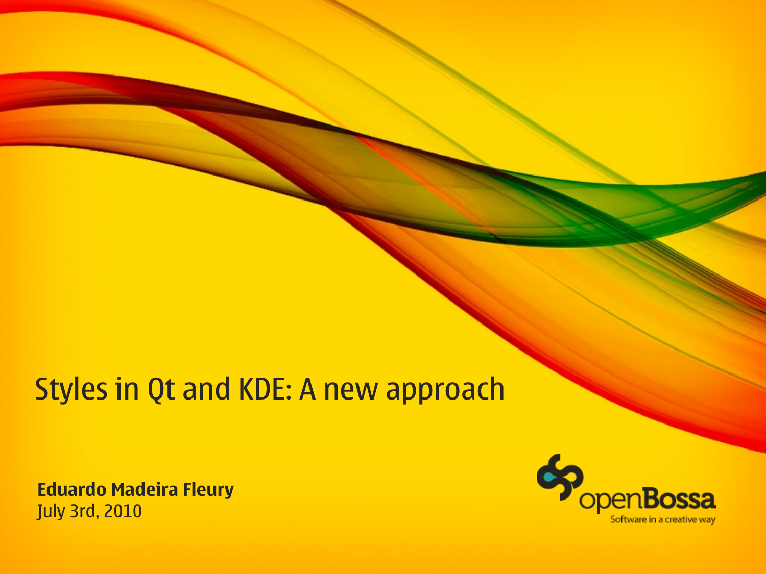# Styles in Qt and KDE: A new approach

**Eduardo Madeira Fleury**
July 3rd, 2010

openBossa
Software in a creative way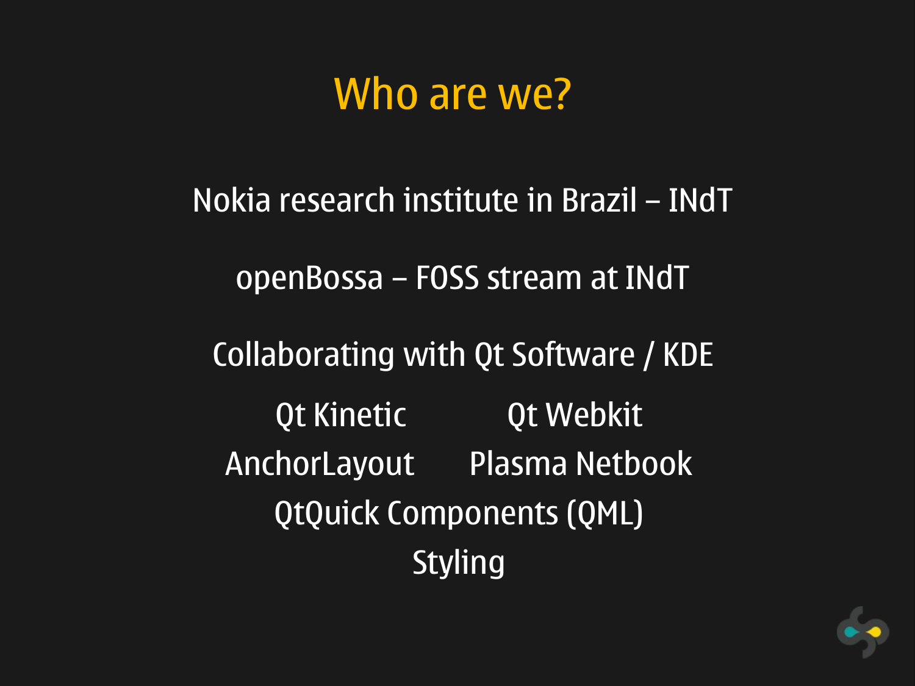# Who are we?

Nokia research institute in Brazil – INdT

openBossa – FOSS stream at INdT

Collaborating with Qt Software / KDE

Qt Kinetic  
Qt Webkit  
AnchorLayout  
Plasma Netbook  
QtQuick Components (QML)  
Styling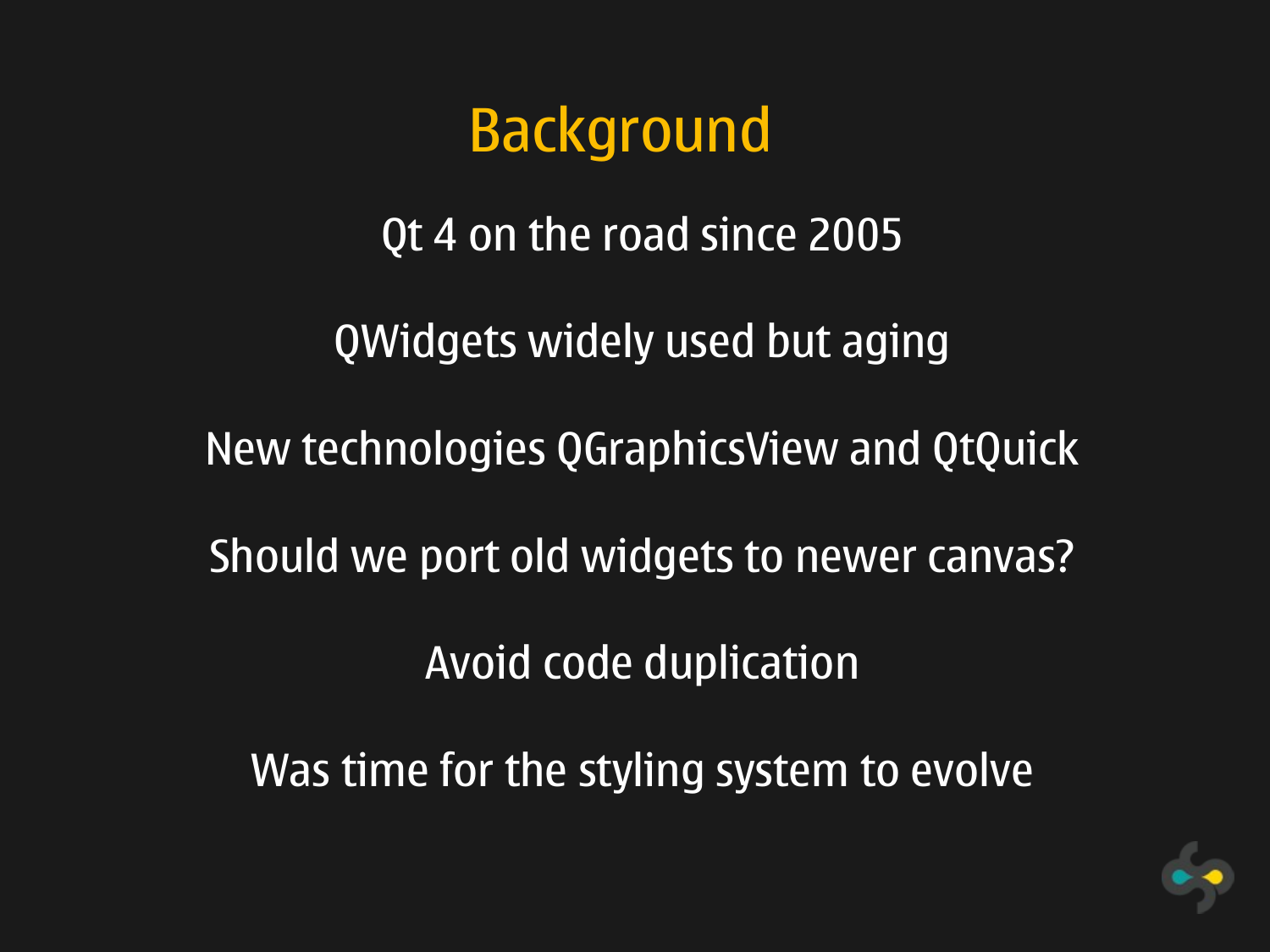# Background

Qt 4 on the road since 2005

QWidgets widely used but aging

New technologies QGraphicsView and QtQuick

Should we port old widgets to newer canvas?

Avoid code duplication

Was time for the styling system to evolve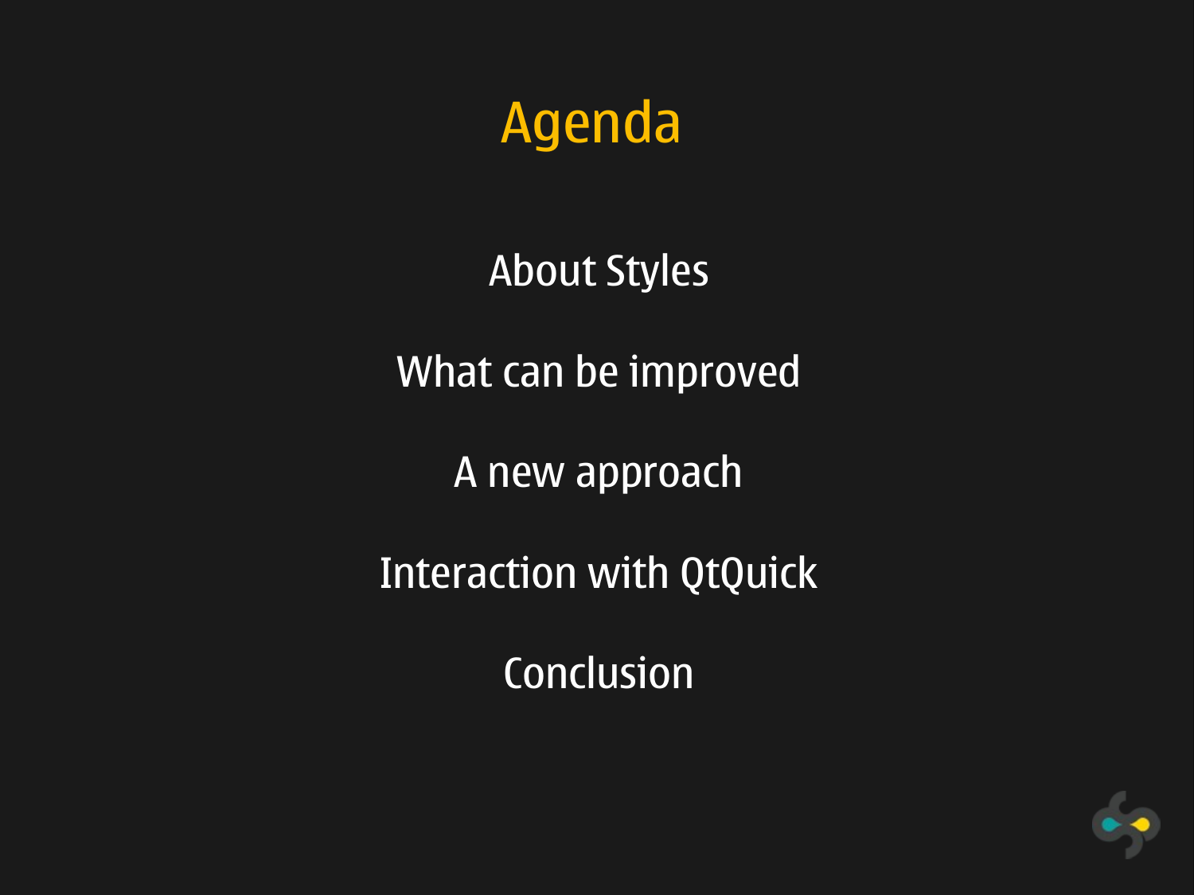# Agenda

About Styles

What can be improved

A new approach

Interaction with QtQuick

Conclusion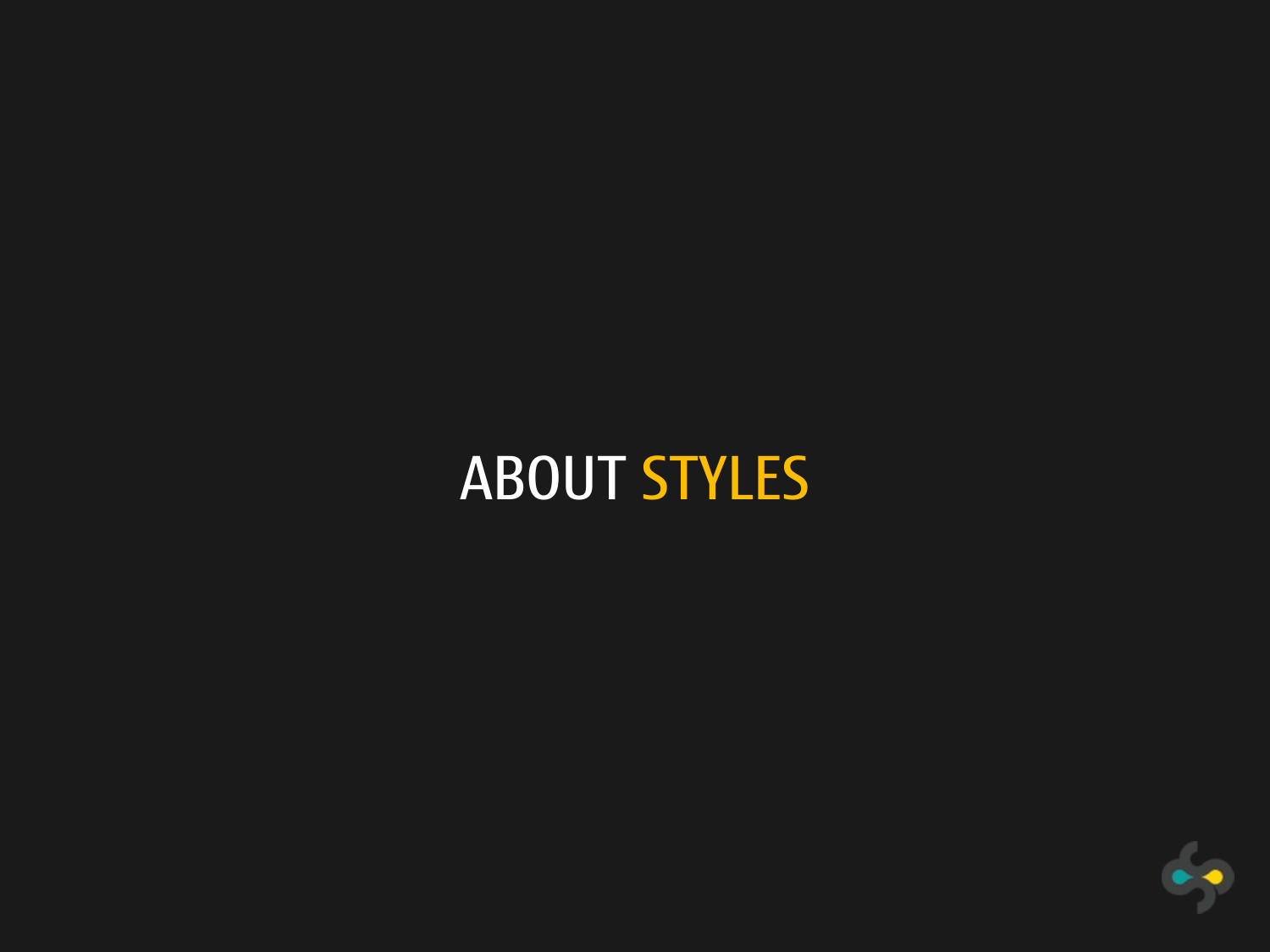# ABOUT STYLES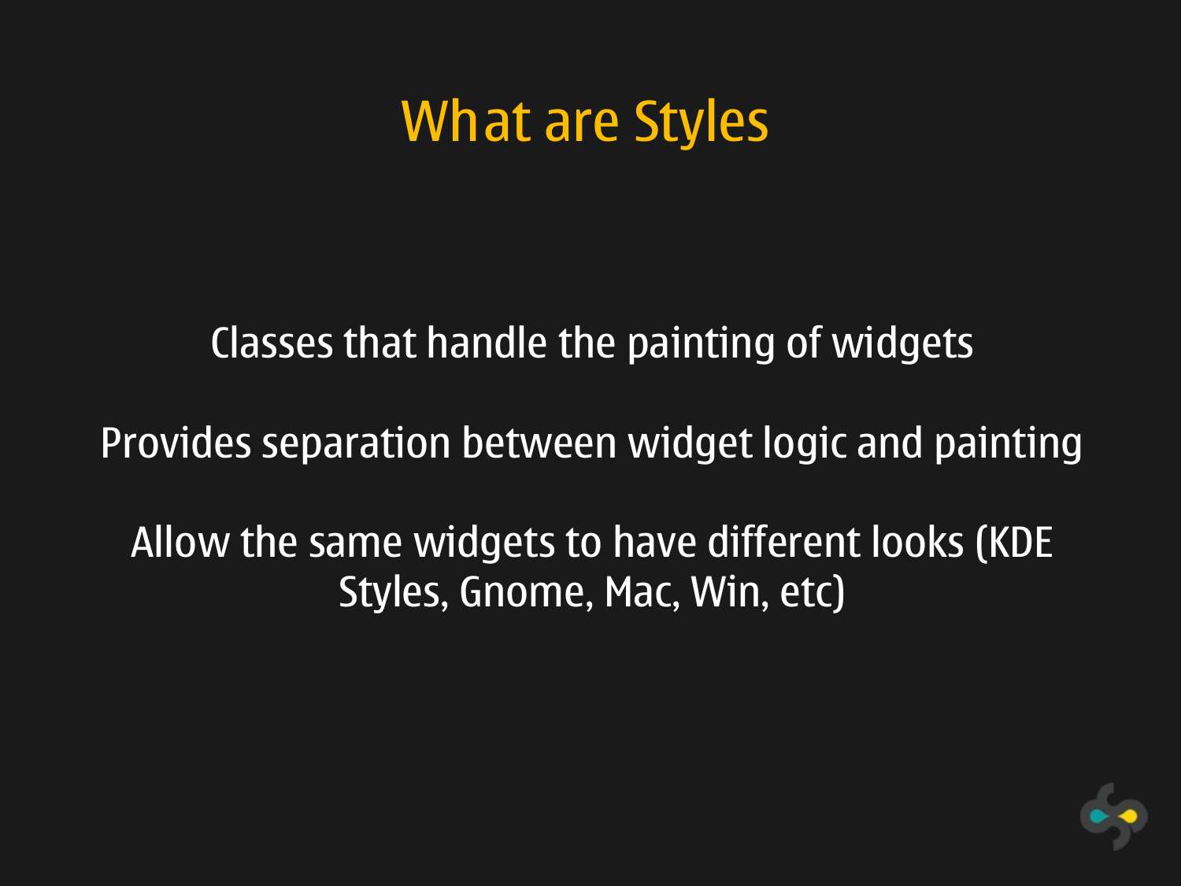# What are Styles

Classes that handle the painting of widgets

Provides separation between widget logic and painting

Allow the same widgets to have different looks (KDE Styles, Gnome, Mac, Win, etc)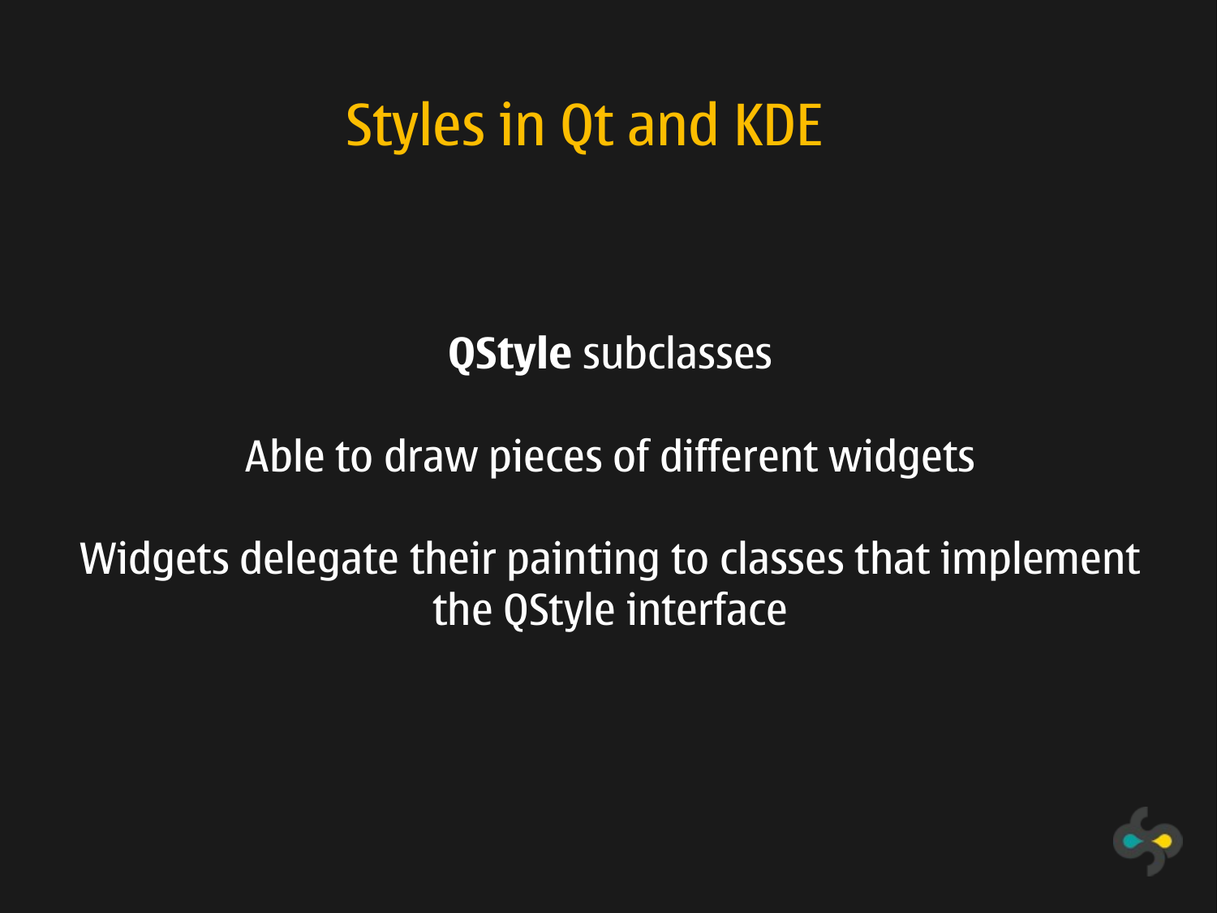# Styles in Qt and KDE

**QStyle** subclasses

Able to draw pieces of different widgets

Widgets delegate their painting to classes that implement the QStyle interface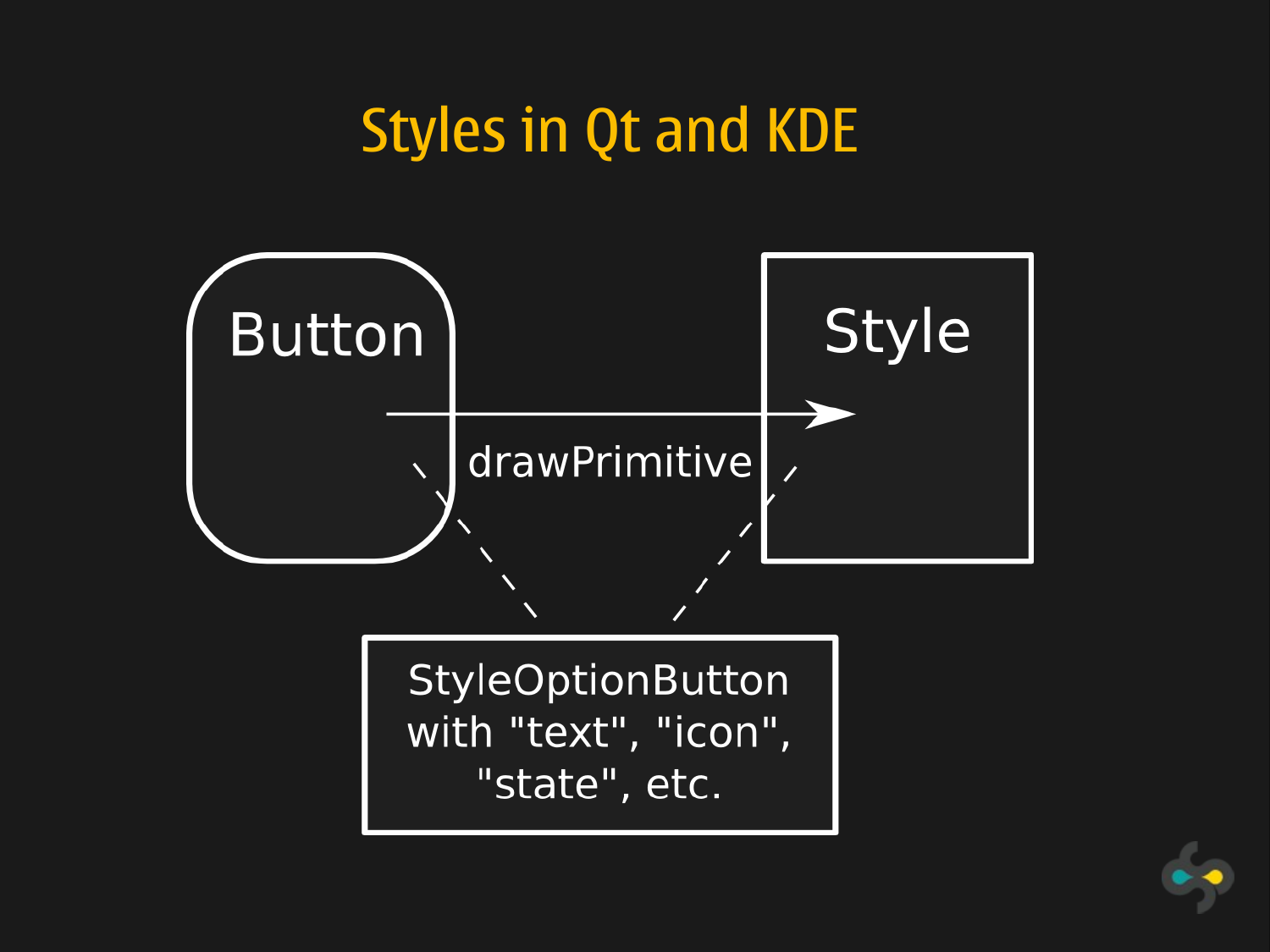# Styles in Qt and KDE

Button

Style

drawPrimitive

StyleOptionButton with "text", "icon", "state", etc.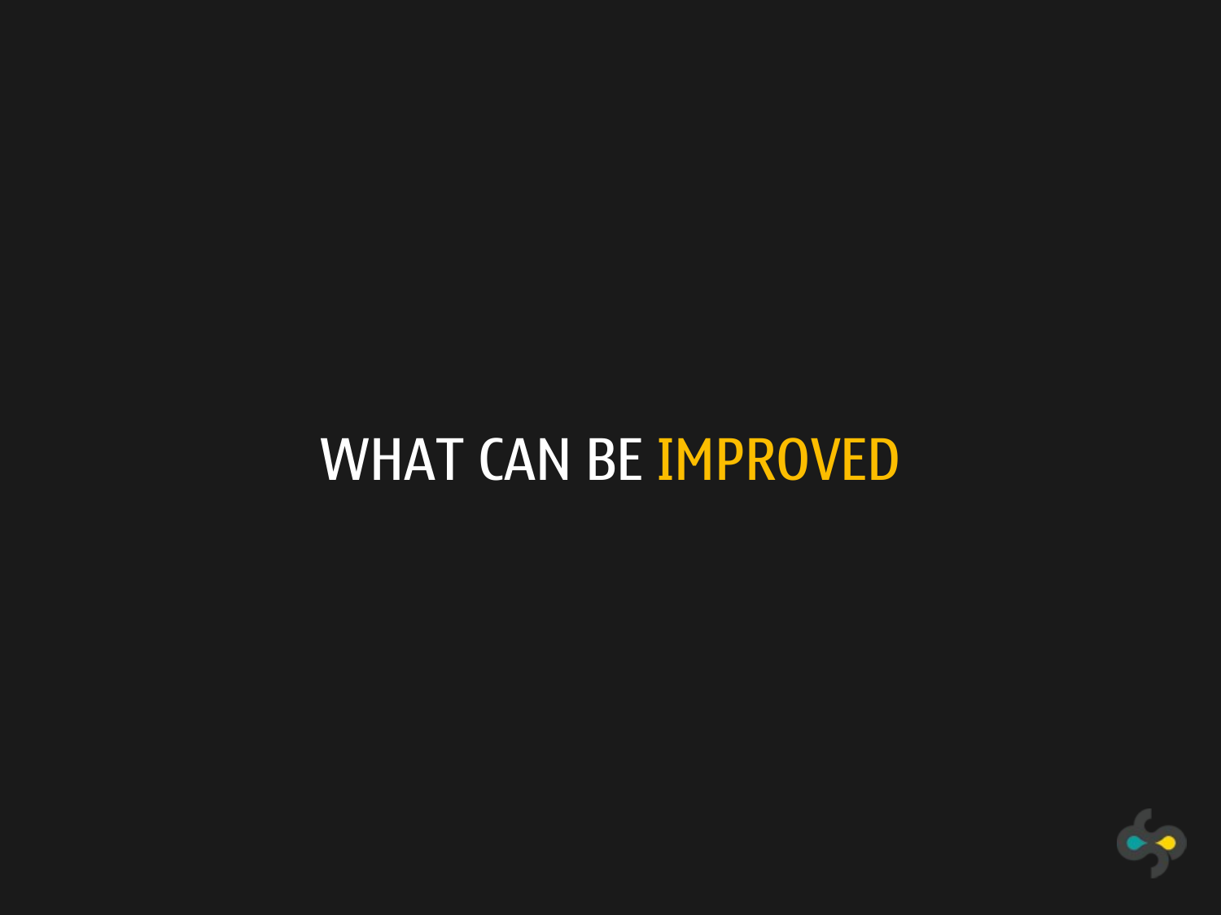# WHAT CAN BE IMPROVED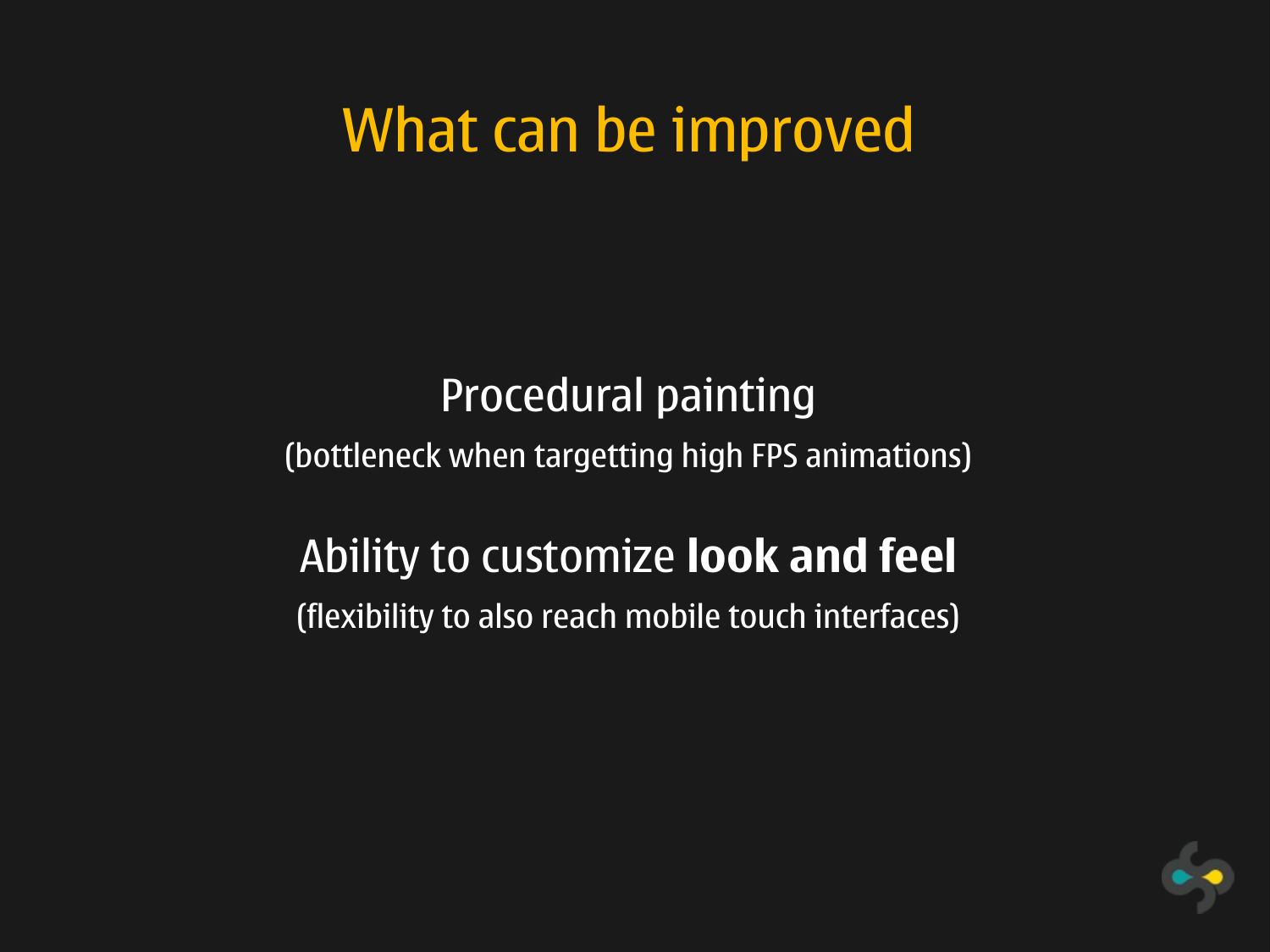# What can be improved

Procedural painting

(bottleneck when targetting high FPS animations)

Ability to customize **look and feel**

(flexibility to also reach mobile touch interfaces)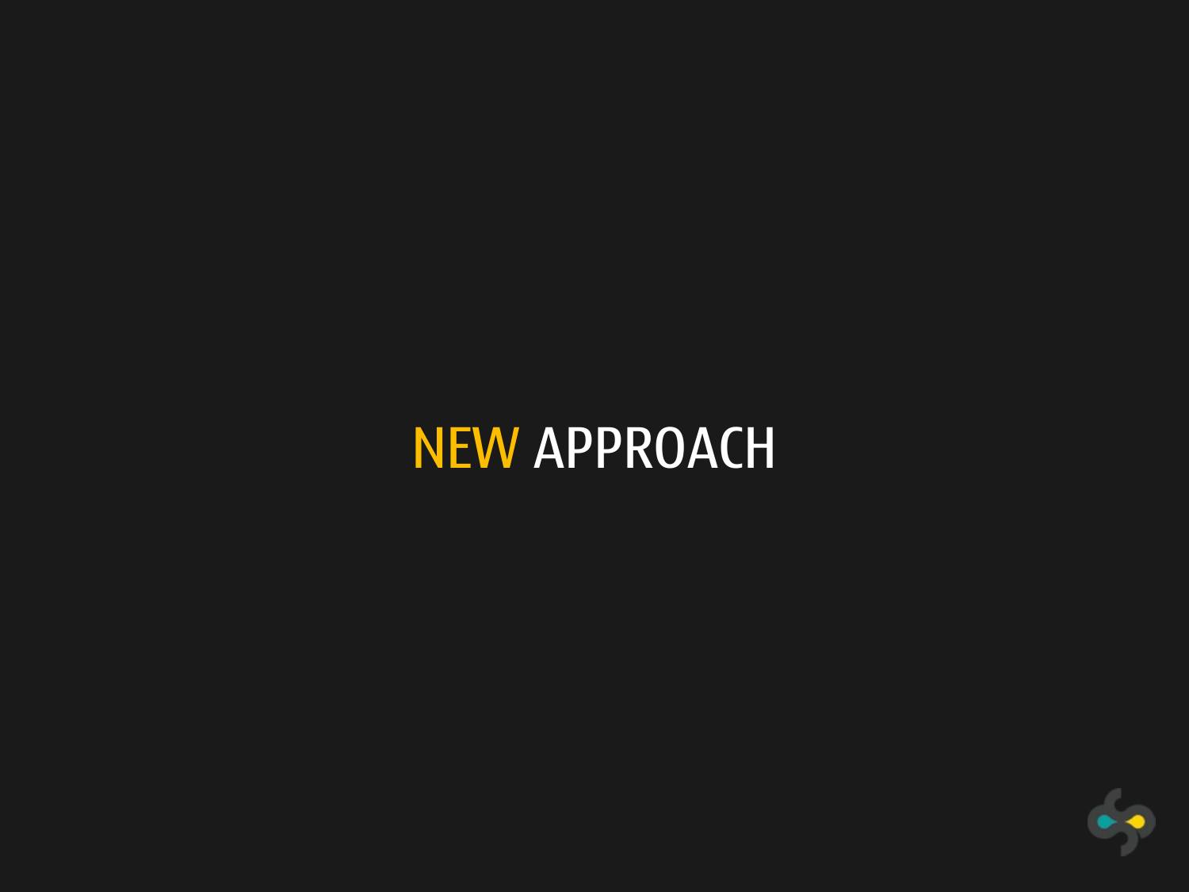# NEW APPROACH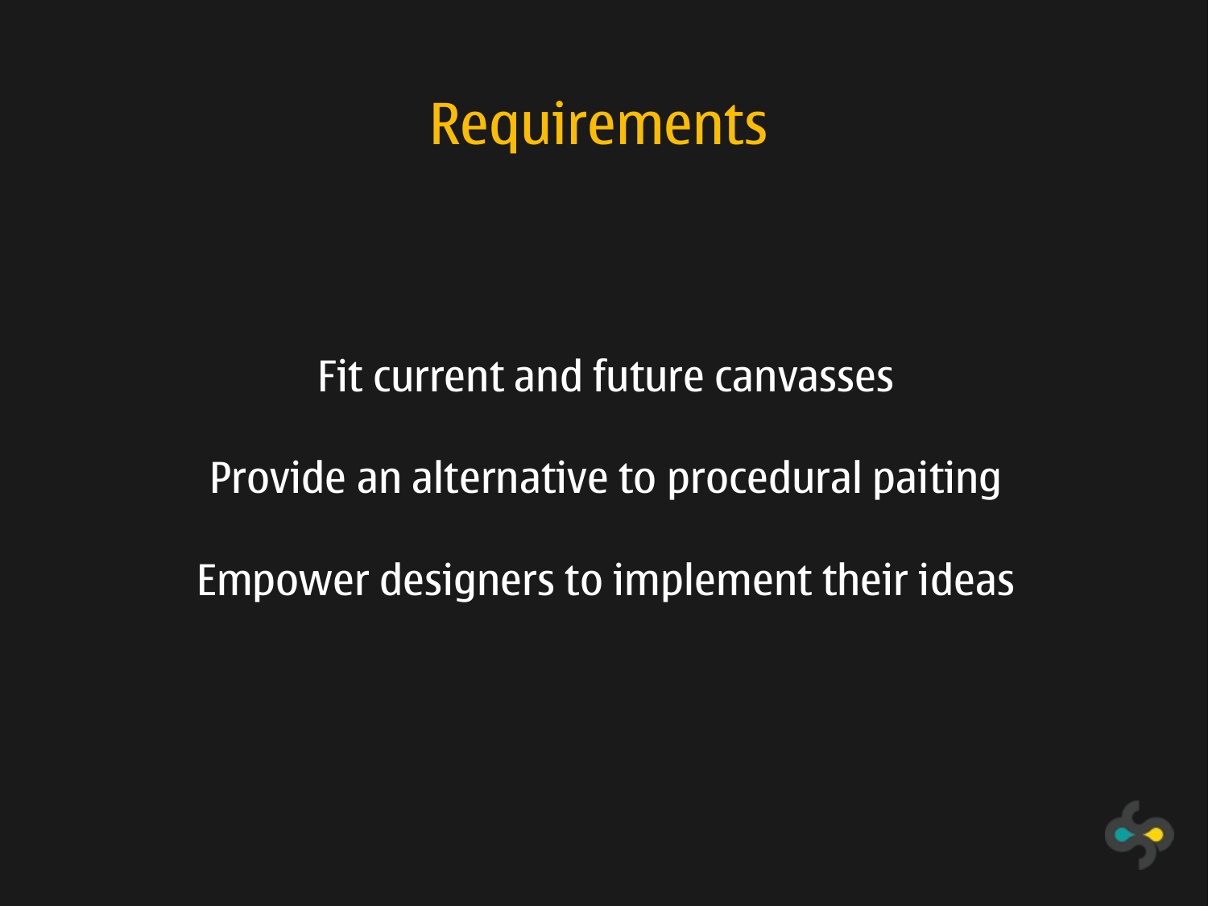# Requirements

Fit current and future canvasses

Provide an alternative to procedural paiting

Empower designers to implement their ideas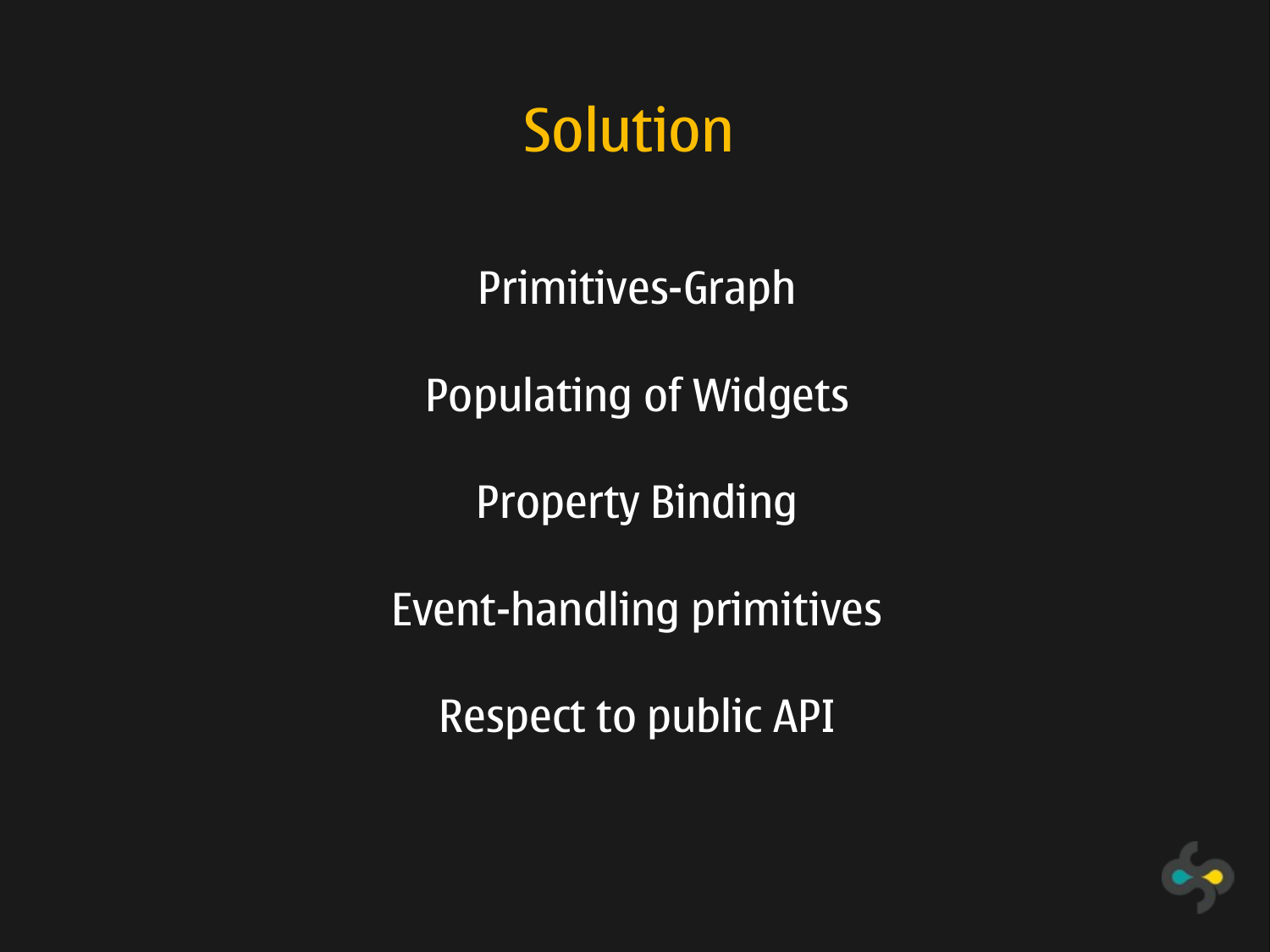# Solution

Primitives-Graph

Populating of Widgets

Property Binding

Event-handling primitives

Respect to public API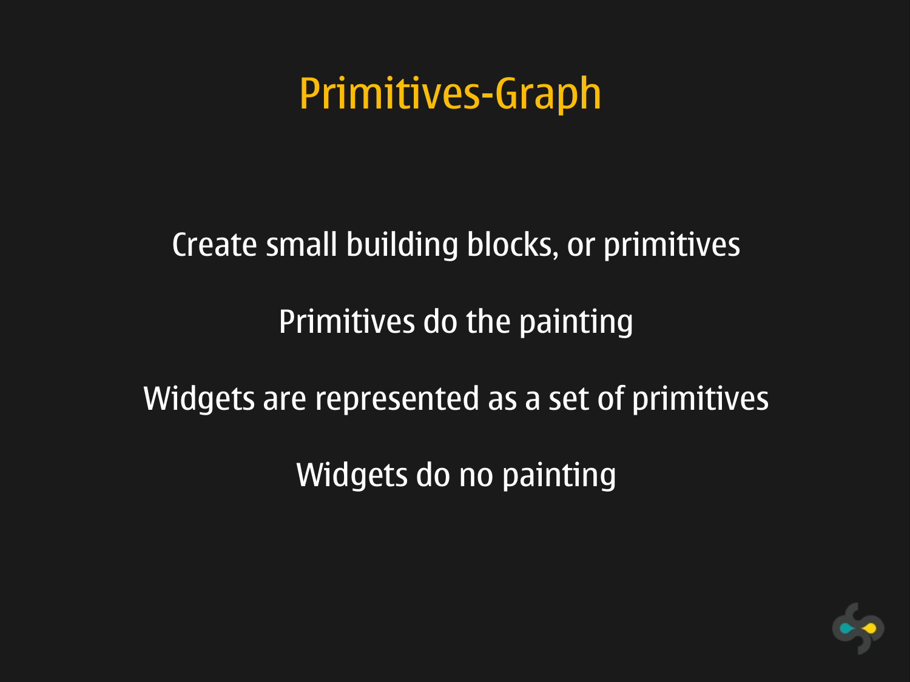# Primitives-Graph

Create small building blocks, or primitives

Primitives do the painting

Widgets are represented as a set of primitives

Widgets do no painting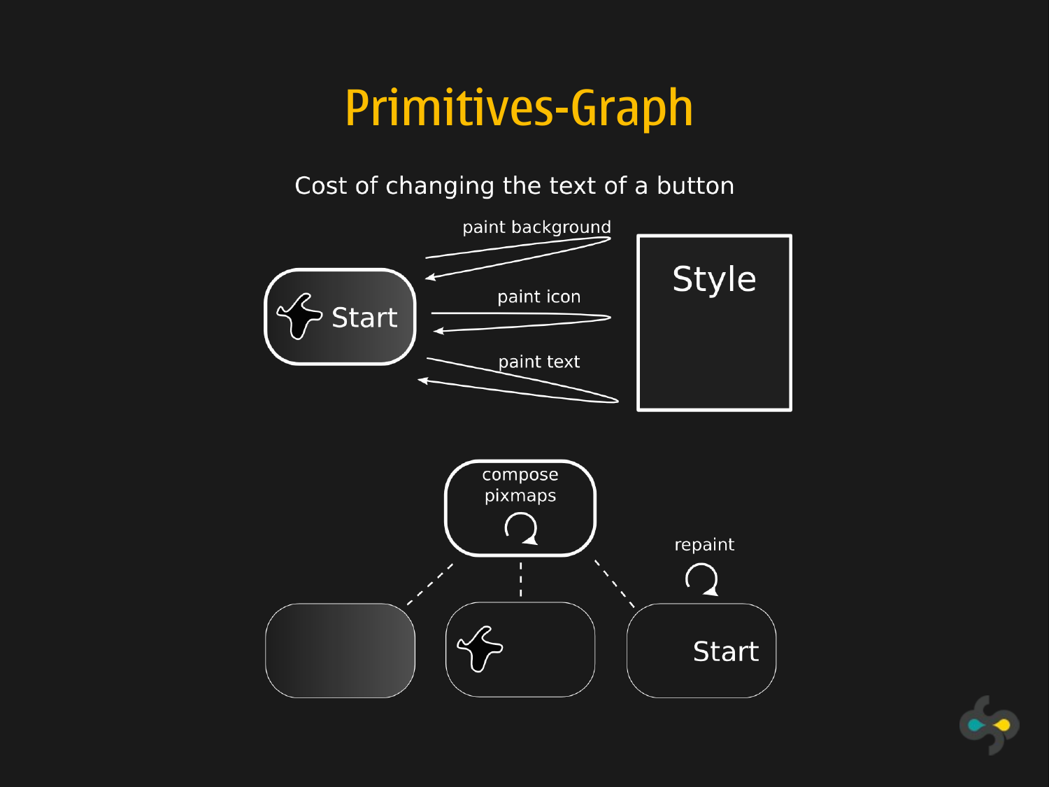# Primitives-Graph

Cost of changing the text of a button

paint background

paint icon

paint text

Style

Start

compose pixmaps

repaint

Start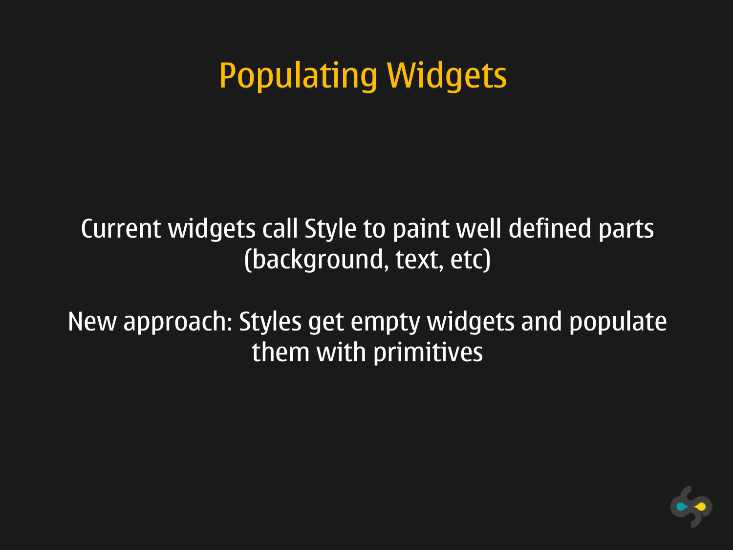# Populating Widgets

Current widgets call Style to paint well defined parts (background, text, etc)

New approach: Styles get empty widgets and populate them with primitives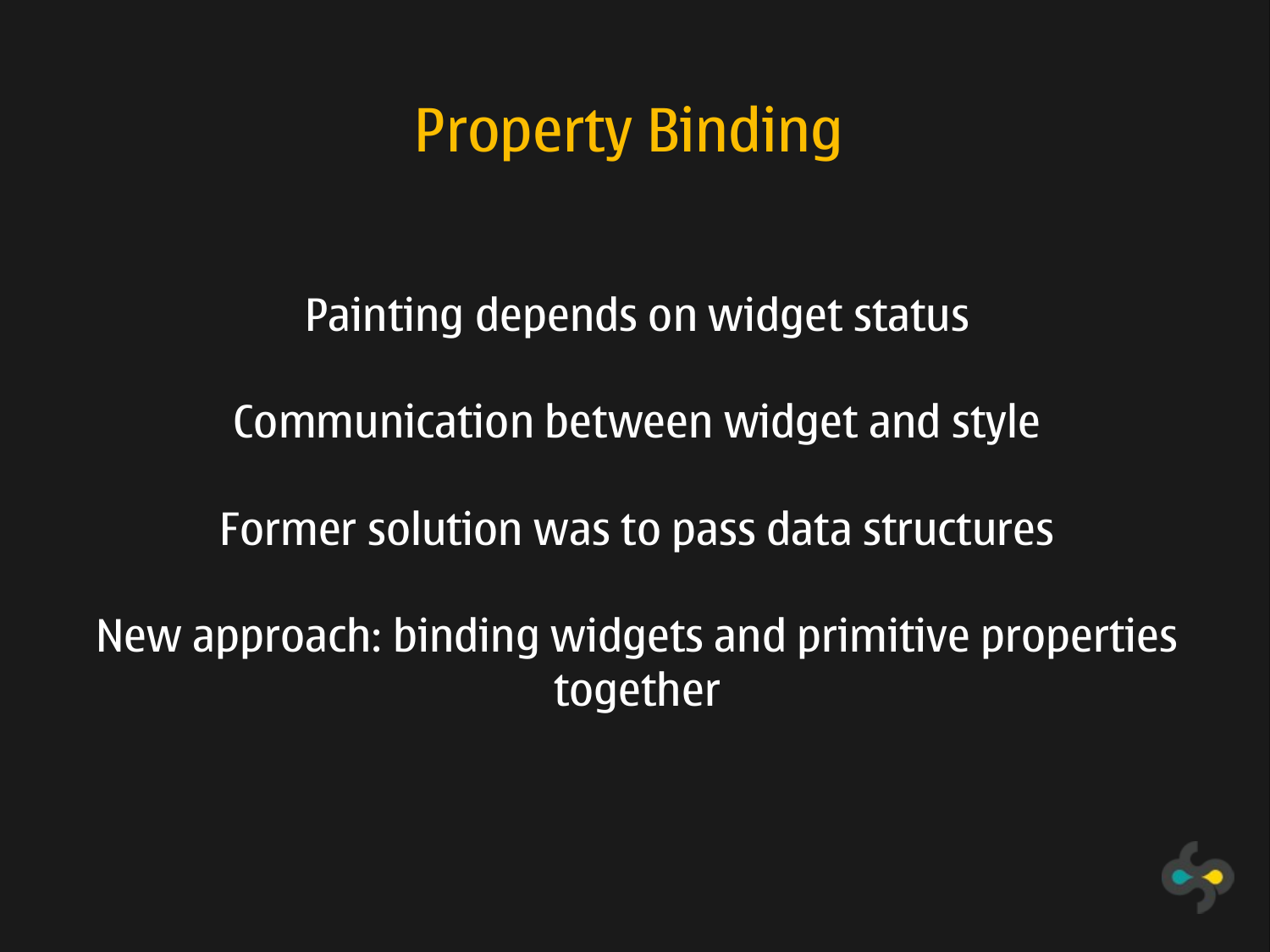# Property Binding

Painting depends on widget status

Communication between widget and style

Former solution was to pass data structures

New approach: binding widgets and primitive properties together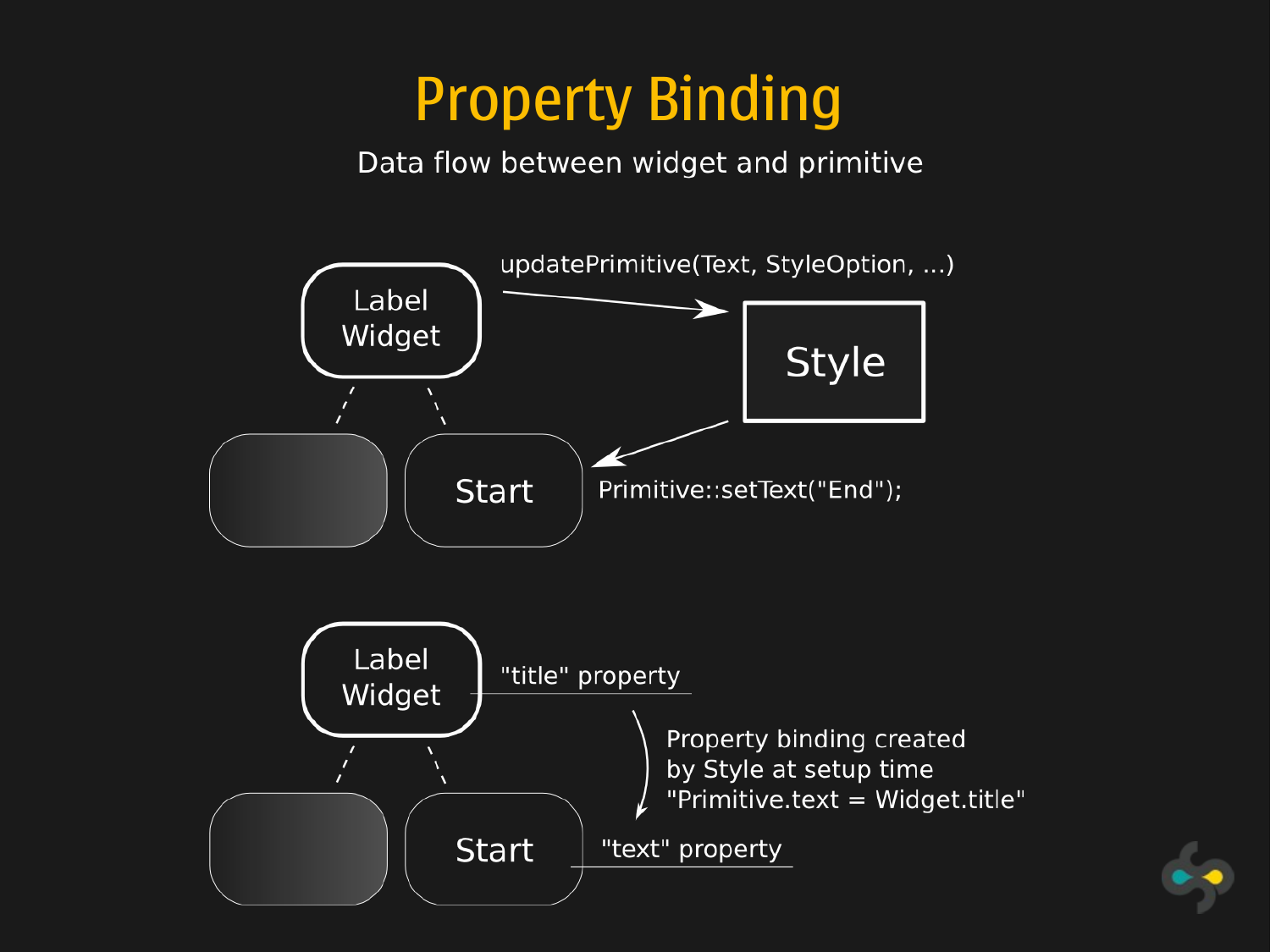# Property Binding

Data flow between widget and primitive

Label Widget

updatePrimitive(Text, StyleOption, ...)

Style

Start

Primitive::setText("End");

Label Widget

"title" property

Property binding created
by Style at setup time
"Primitive.text = Widget.title"

Start

"text" property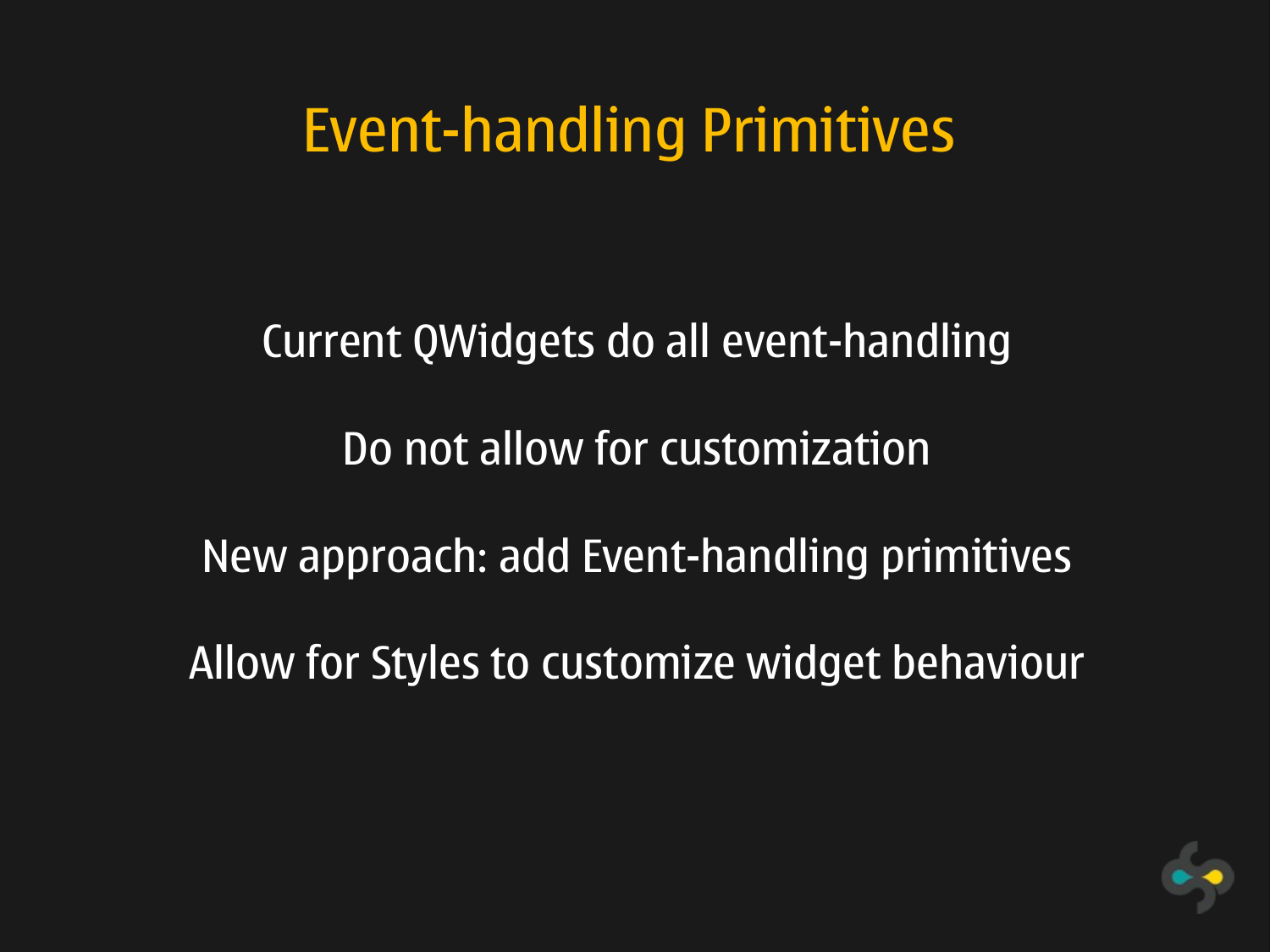# Event-handling Primitives

Current QWidgets do all event-handling

Do not allow for customization

New approach: add Event-handling primitives

Allow for Styles to customize widget behaviour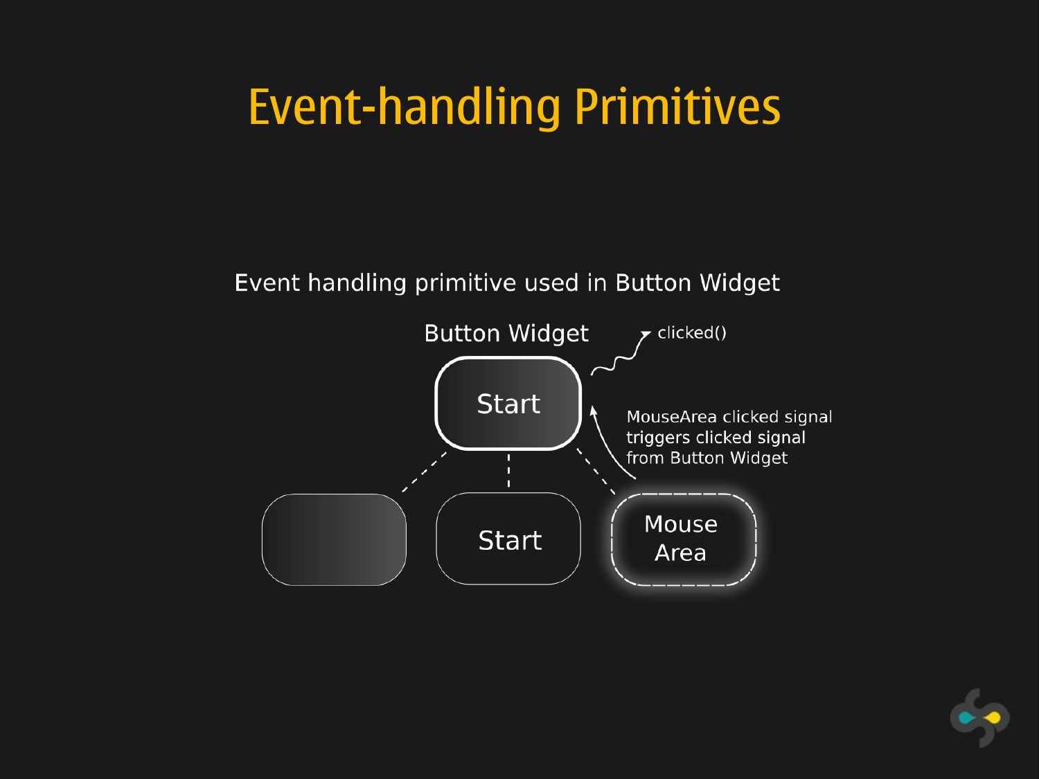# Event-handling Primitives

Event handling primitive used in Button Widget

Button Widget

Start

clicked()

MouseArea clicked signal triggers clicked signal from Button Widget

Start

Mouse Area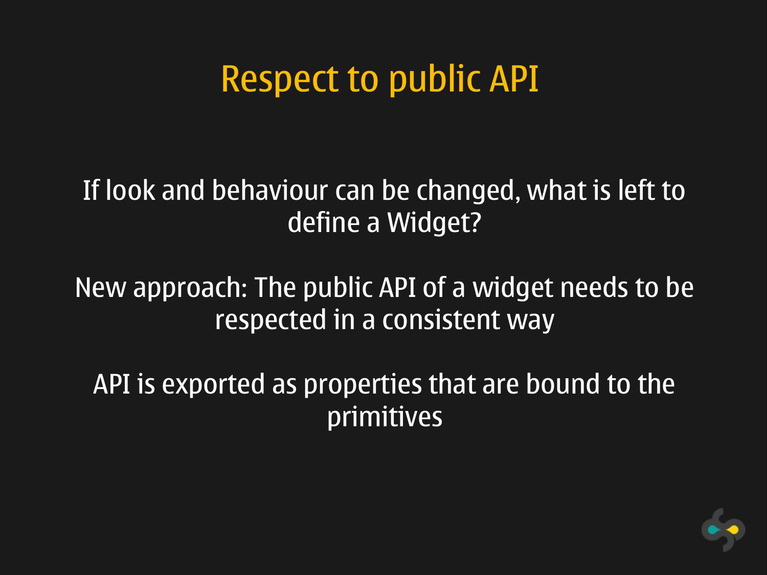# Respect to public API

If look and behaviour can be changed, what is left to define a Widget?

New approach: The public API of a widget needs to be respected in a consistent way

API is exported as properties that are bound to the primitives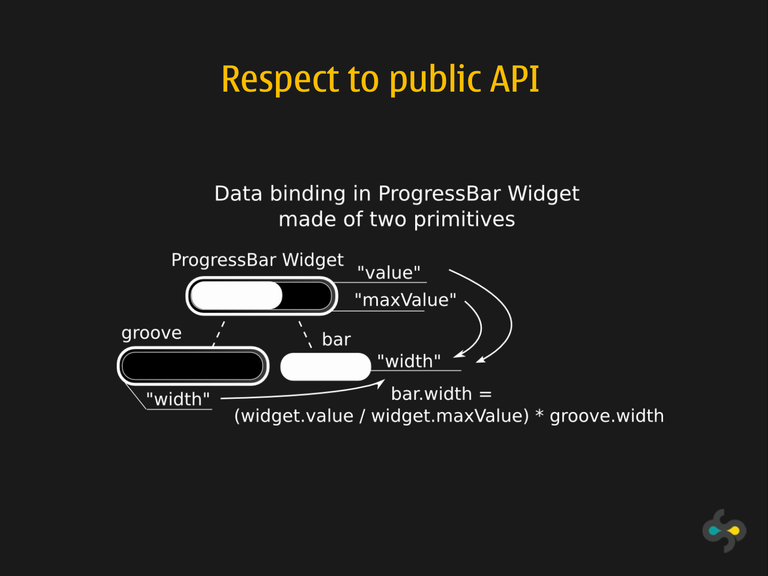# Respect to public API

Data binding in ProgressBar Widget
made of two primitives

ProgressBar Widget

"value"

"maxValue"

groove

bar

"width"

"width"

bar.width =
(widget.value / widget.maxValue) * groove.width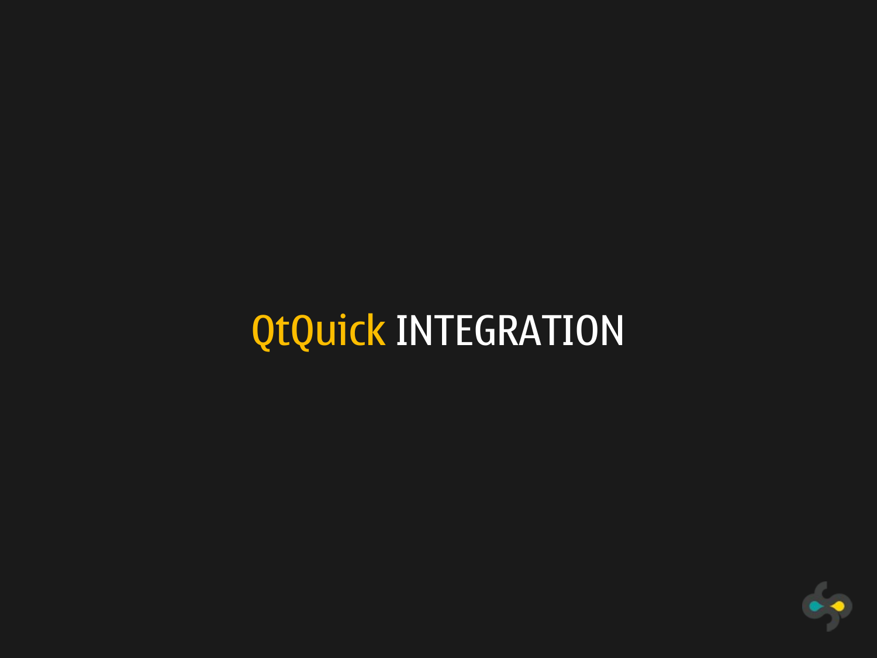# QtQuick INTEGRATION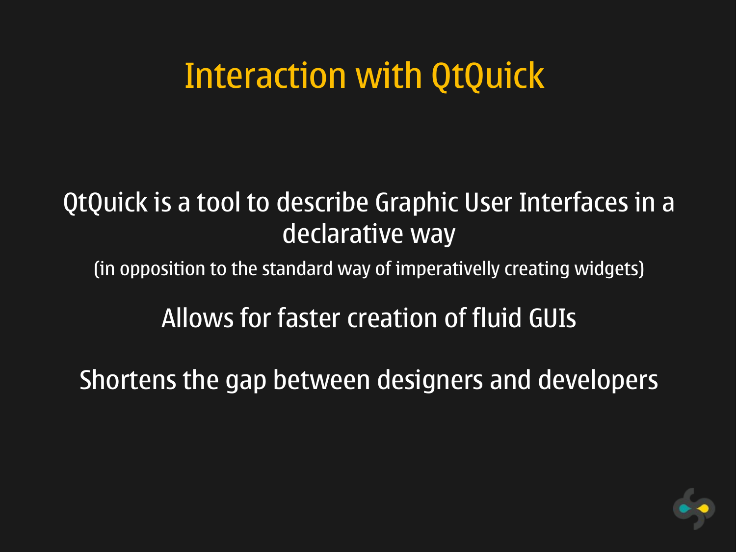# Interaction with QtQuick

QtQuick is a tool to describe Graphic User Interfaces in a declarative way

(in opposition to the standard way of imperativelly creating widgets)

Allows for faster creation of fluid GUIs

Shortens the gap between designers and developers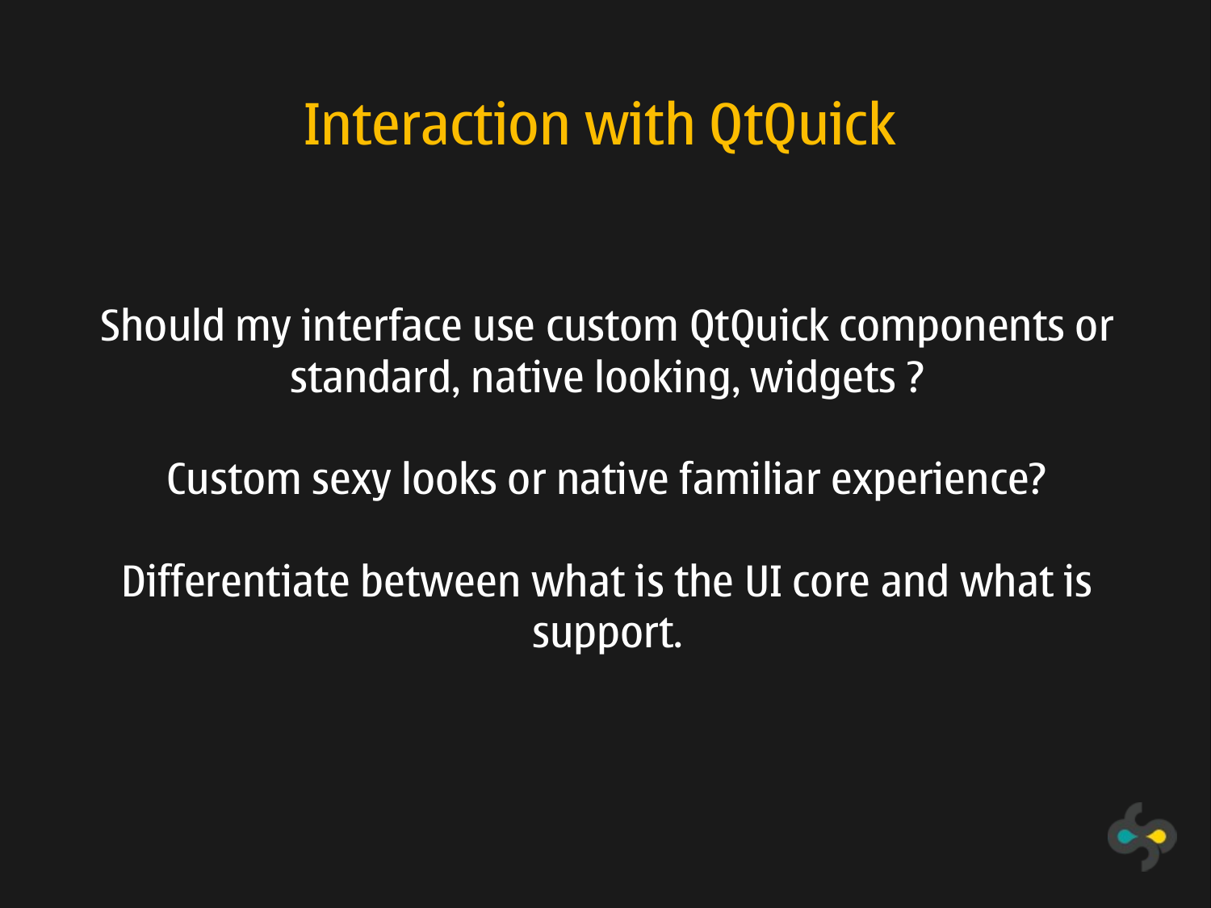# Interaction with QtQuick

Should my interface use custom QtQuick components or standard, native looking, widgets ?

Custom sexy looks or native familiar experience?

Differentiate between what is the UI core and what is support.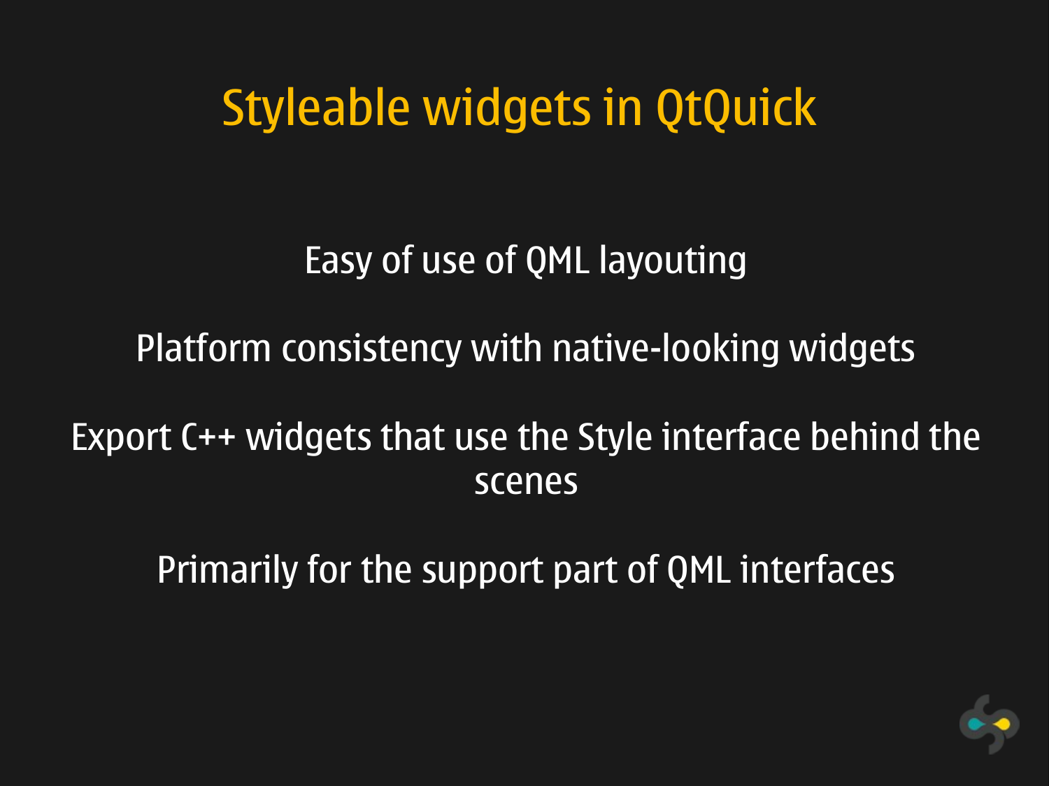# Styleable widgets in QtQuick

Easy of use of QML layouting

Platform consistency with native-looking widgets

Export C++ widgets that use the Style interface behind the scenes

Primarily for the support part of QML interfaces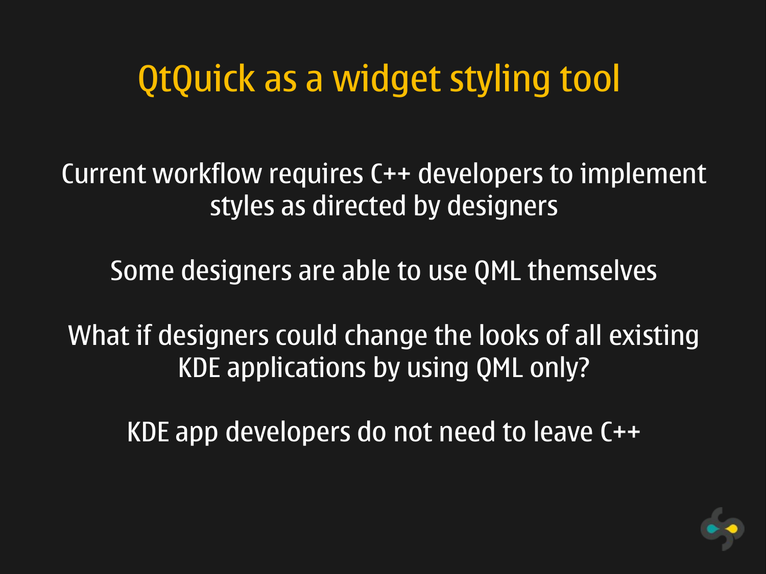# QtQuick as a widget styling tool

Current workflow requires C++ developers to implement styles as directed by designers

Some designers are able to use QML themselves

What if designers could change the looks of all existing KDE applications by using QML only?

KDE app developers do not need to leave C++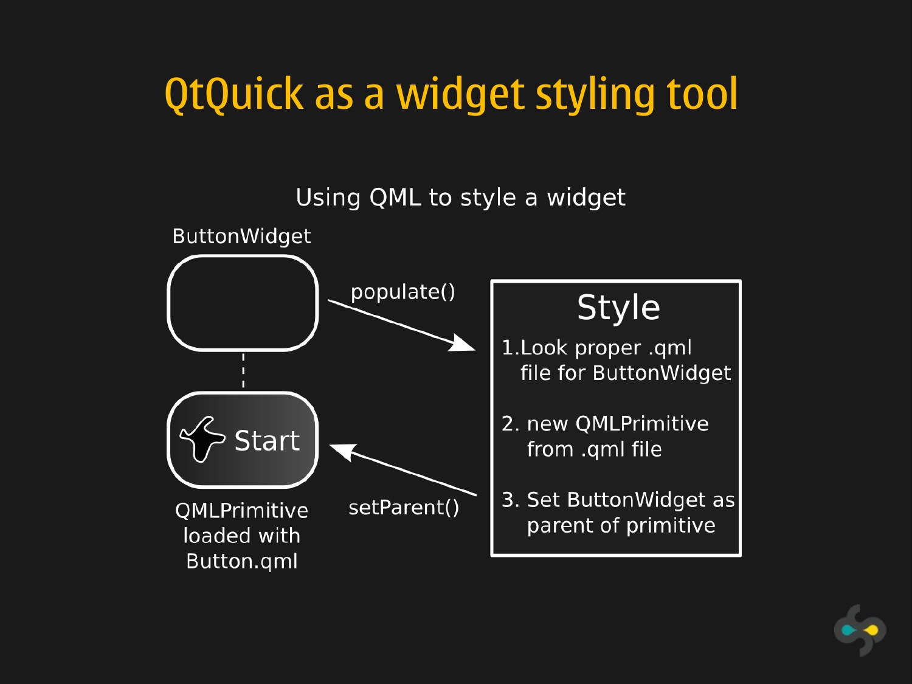# QtQuick as a widget styling tool

Using QML to style a widget

ButtonWidget

populate()

Style

1. Look proper .qml file for ButtonWidget
2. new QMLPrimitive from .qml file
3. Set ButtonWidget as parent of primitive

Start

QMLPrimitive loaded with Button.qml

setParent()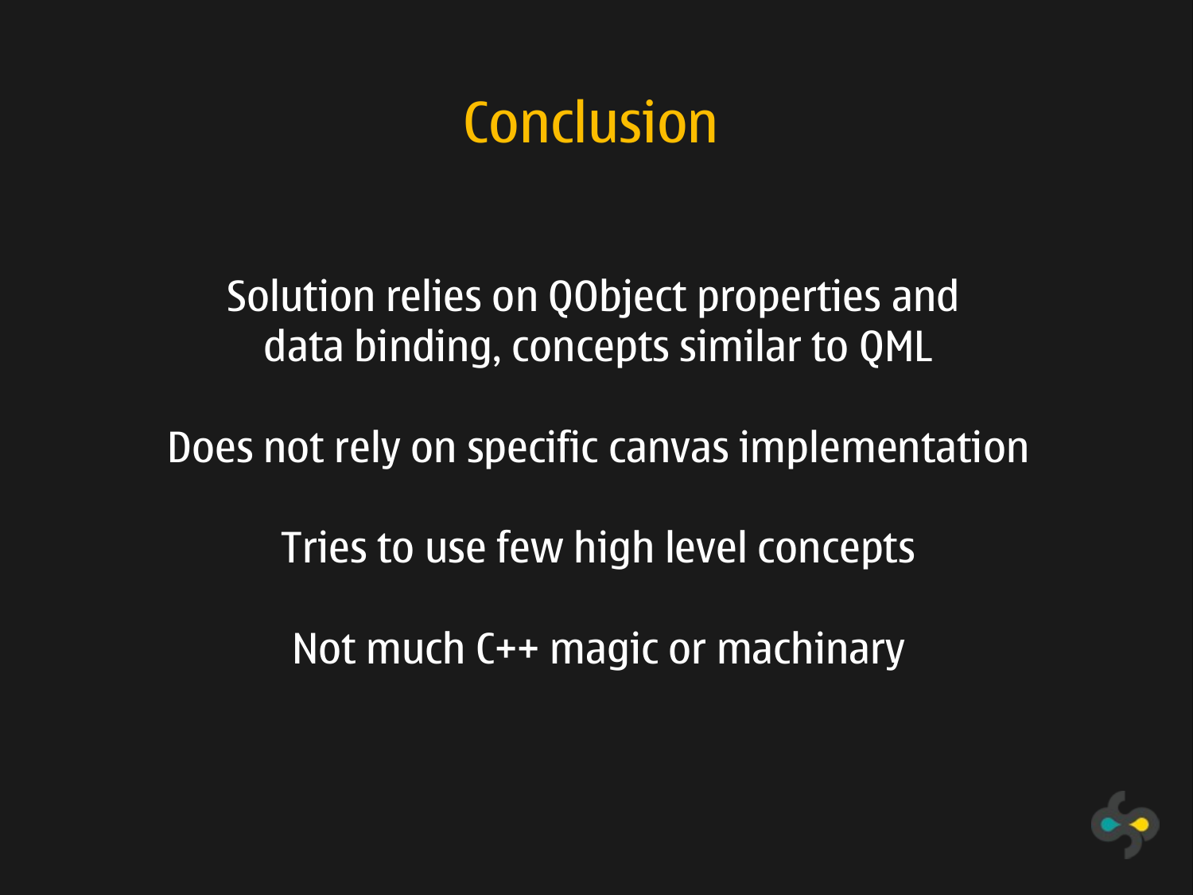# Conclusion

Solution relies on QObject properties and data binding, concepts similar to QML

Does not rely on specific canvas implementation

Tries to use few high level concepts

Not much C++ magic or machinary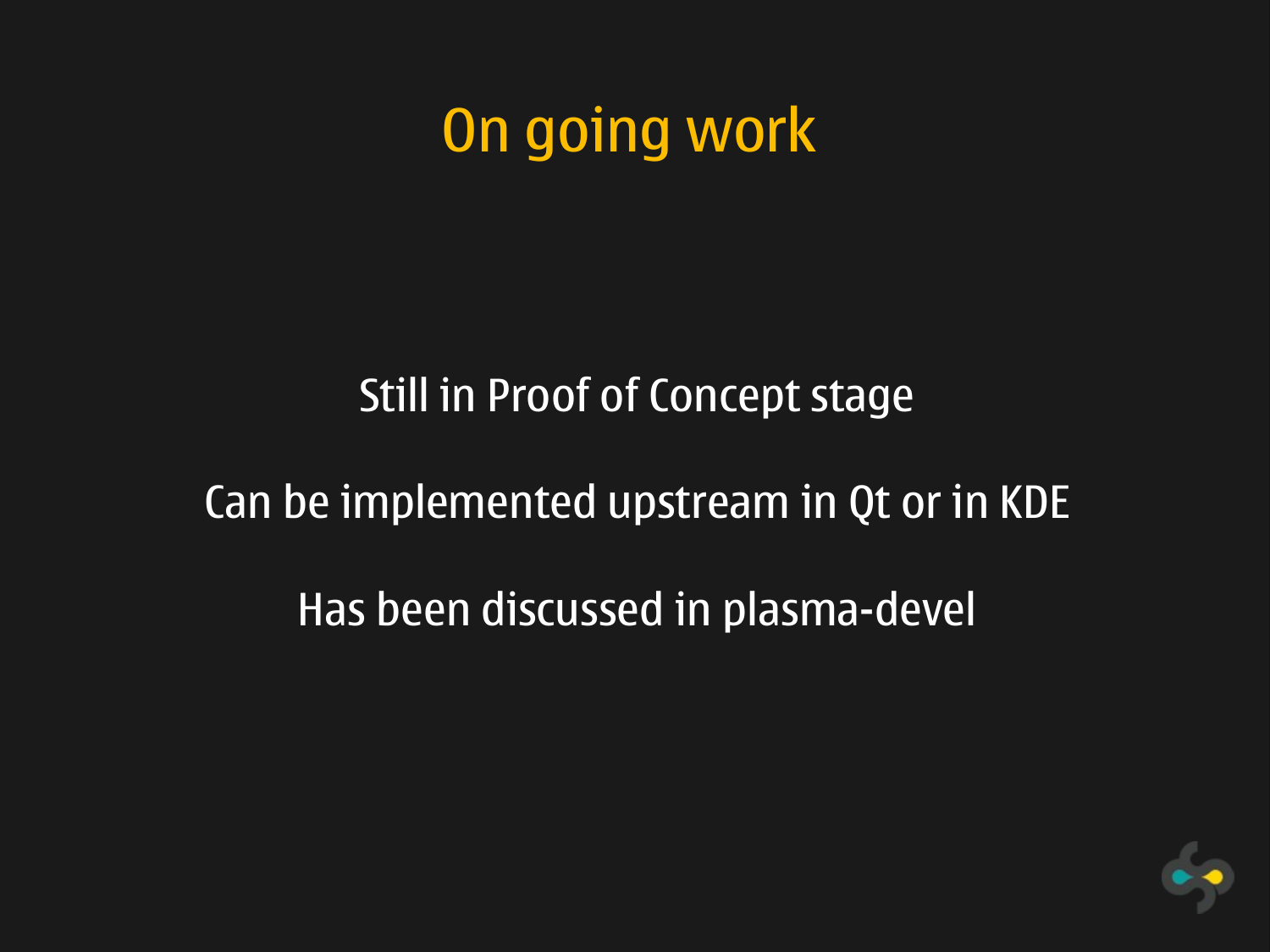# On going work

Still in Proof of Concept stage

Can be implemented upstream in Qt or in KDE

Has been discussed in plasma-devel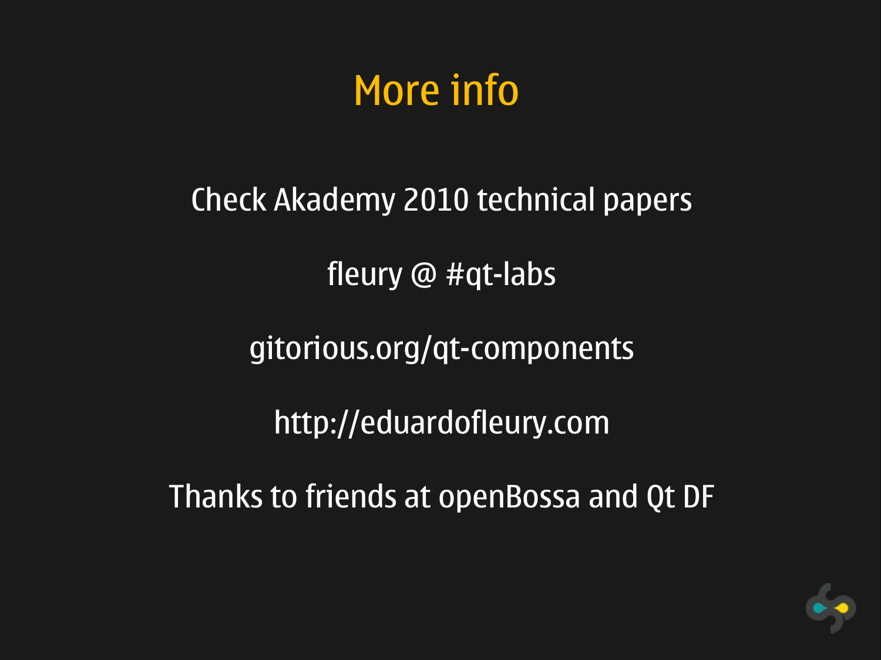# More info

Check Akademy 2010 technical papers

fleury @ #qt-labs

gitorious.org/qt-components

http://eduardofleury.com

Thanks to friends at openBossa and Qt DF